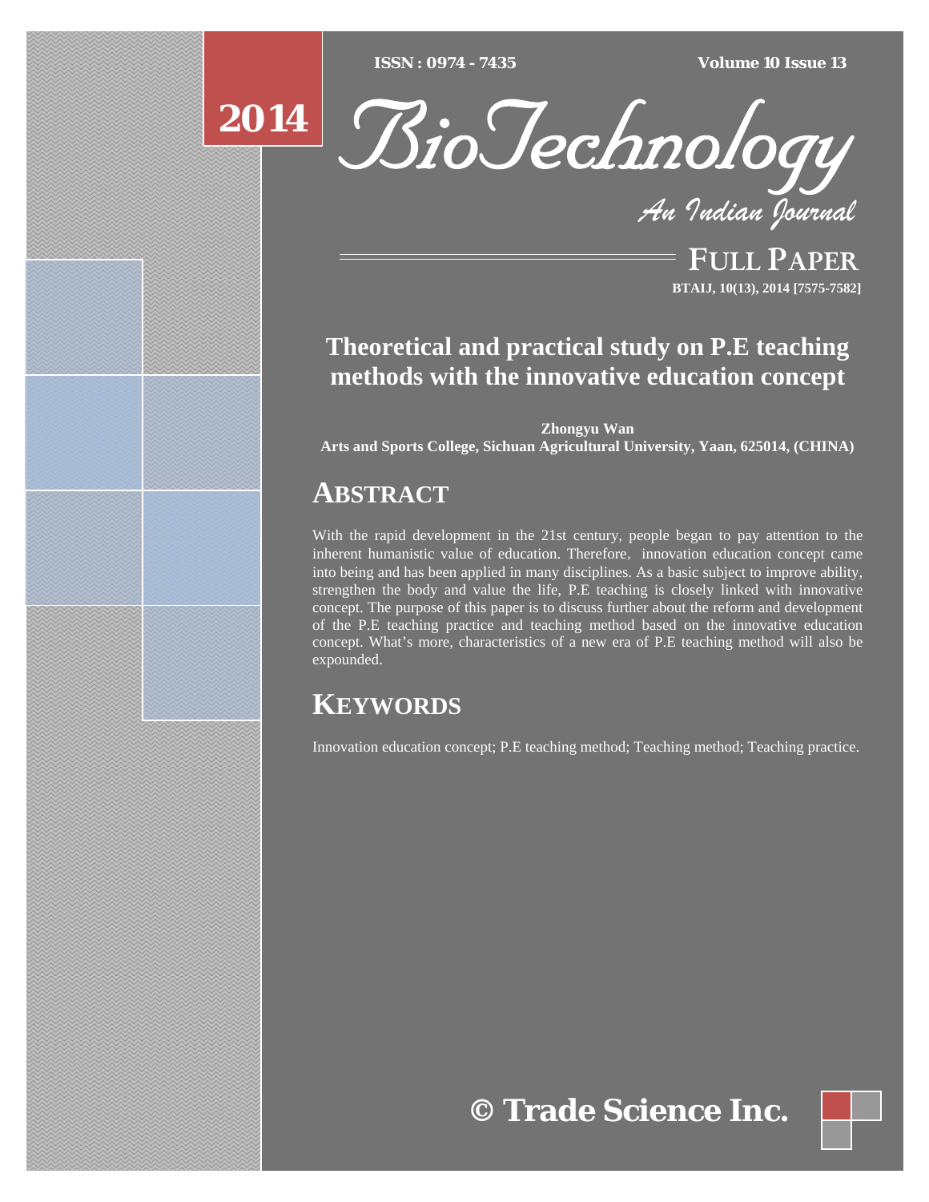# Theoretical and practical study on P.E teaching methods with the innovative education concept

**Zhongyu Wan**
**Arts and Sports College, Sichuan Agricultural University, Yaan, 625014, (CHINA)**

## ABSTRACT

With the rapid development in the 21st century, people began to pay attention to the inherent humanistic value of education. Therefore, innovation education concept came into being and has been applied in many disciplines. As a basic subject to improve ability, strengthen the body and value the life, P.E teaching is closely linked with innovative concept. The purpose of this paper is to discuss further about the reform and development of the P.E teaching practice and teaching method based on the innovative education concept. What's more, characteristics of a new era of P.E teaching method will also be expounded.

## KEYWORDS

Innovation education concept; P.E teaching method; Teaching method; Teaching practice.

© Trade Science Inc.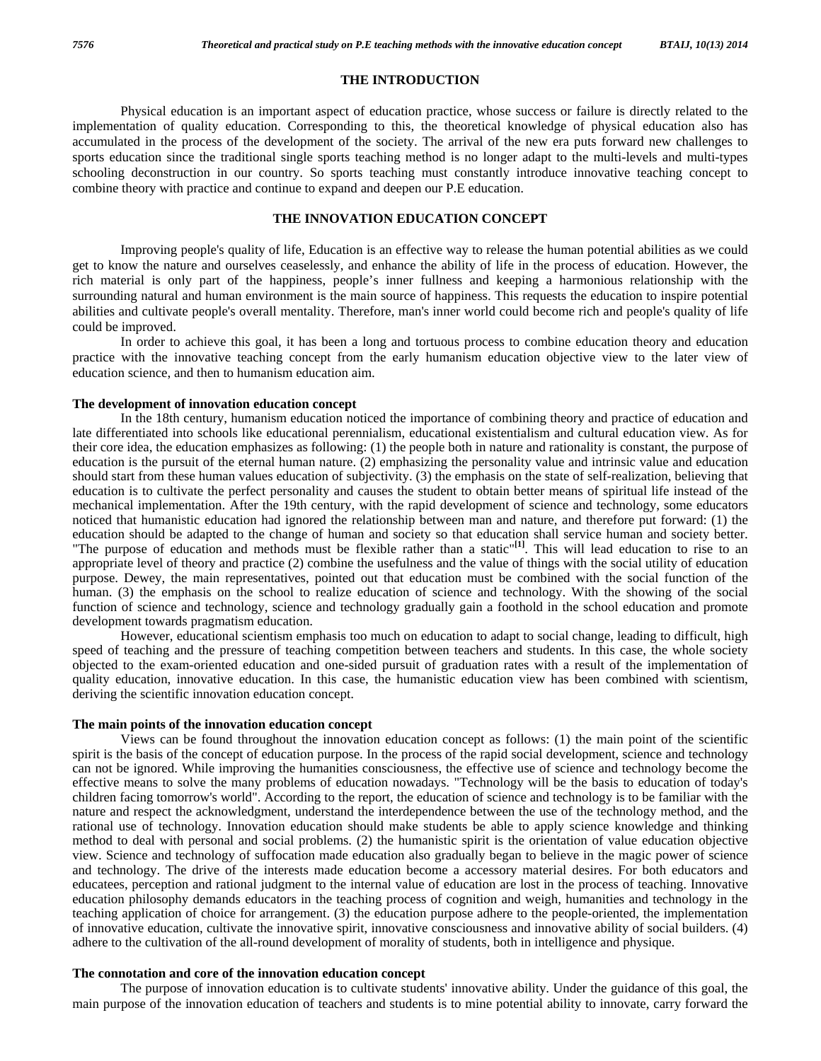## THE INTRODUCTION

Physical education is an important aspect of education practice, whose success or failure is directly related to the implementation of quality education. Corresponding to this, the theoretical knowledge of physical education also has accumulated in the process of the development of the society. The arrival of the new era puts forward new challenges to sports education since the traditional single sports teaching method is no longer adapt to the multi-levels and multi-types schooling deconstruction in our country. So sports teaching must constantly introduce innovative teaching concept to combine theory with practice and continue to expand and deepen our P.E education.

## THE INNOVATION EDUCATION CONCEPT

Improving people's quality of life, Education is an effective way to release the human potential abilities as we could get to know the nature and ourselves ceaselessly, and enhance the ability of life in the process of education. However, the rich material is only part of the happiness, people's inner fullness and keeping a harmonious relationship with the surrounding natural and human environment is the main source of happiness. This requests the education to inspire potential abilities and cultivate people's overall mentality. Therefore, man's inner world could become rich and people's quality of life could be improved.

In order to achieve this goal, it has been a long and tortuous process to combine education theory and education practice with the innovative teaching concept from the early humanism education objective view to the later view of education science, and then to humanism education aim.

### The development of innovation education concept

In the 18th century, humanism education noticed the importance of combining theory and practice of education and late differentiated into schools like educational perennialism, educational existentialism and cultural education view. As for their core idea, the education emphasizes as following: (1) the people both in nature and rationality is constant, the purpose of education is the pursuit of the eternal human nature. (2) emphasizing the personality value and intrinsic value and education should start from these human values education of subjectivity. (3) the emphasis on the state of self-realization, believing that education is to cultivate the perfect personality and causes the student to obtain better means of spiritual life instead of the mechanical implementation. After the 19th century, with the rapid development of science and technology, some educators noticed that humanistic education had ignored the relationship between man and nature, and therefore put forward: (1) the education should be adapted to the change of human and society so that education shall service human and society better. "The purpose of education and methods must be flexible rather than a static"[1]. This will lead education to rise to an appropriate level of theory and practice (2) combine the usefulness and the value of things with the social utility of education purpose. Dewey, the main representatives, pointed out that education must be combined with the social function of the human. (3) the emphasis on the school to realize education of science and technology. With the showing of the social function of science and technology, science and technology gradually gain a foothold in the school education and promote development towards pragmatism education.

However, educational scientism emphasis too much on education to adapt to social change, leading to difficult, high speed of teaching and the pressure of teaching competition between teachers and students. In this case, the whole society objected to the exam-oriented education and one-sided pursuit of graduation rates with a result of the implementation of quality education, innovative education. In this case, the humanistic education view has been combined with scientism, deriving the scientific innovation education concept.

### The main points of the innovation education concept

Views can be found throughout the innovation education concept as follows: (1) the main point of the scientific spirit is the basis of the concept of education purpose. In the process of the rapid social development, science and technology can not be ignored. While improving the humanities consciousness, the effective use of science and technology become the effective means to solve the many problems of education nowadays. "Technology will be the basis to education of today's children facing tomorrow's world". According to the report, the education of science and technology is to be familiar with the nature and respect the acknowledgment, understand the interdependence between the use of the technology method, and the rational use of technology. Innovation education should make students be able to apply science knowledge and thinking method to deal with personal and social problems. (2) the humanistic spirit is the orientation of value education objective view. Science and technology of suffocation made education also gradually began to believe in the magic power of science and technology. The drive of the interests made education become a accessory material desires. For both educators and educatees, perception and rational judgment to the internal value of education are lost in the process of teaching. Innovative education philosophy demands educators in the teaching process of cognition and weigh, humanities and technology in the teaching application of choice for arrangement. (3) the education purpose adhere to the people-oriented, the implementation of innovative education, cultivate the innovative spirit, innovative consciousness and innovative ability of social builders. (4) adhere to the cultivation of the all-round development of morality of students, both in intelligence and physique.

### The connotation and core of the innovation education concept

The purpose of innovation education is to cultivate students' innovative ability. Under the guidance of this goal, the main purpose of the innovation education of teachers and students is to mine potential ability to innovate, carry forward the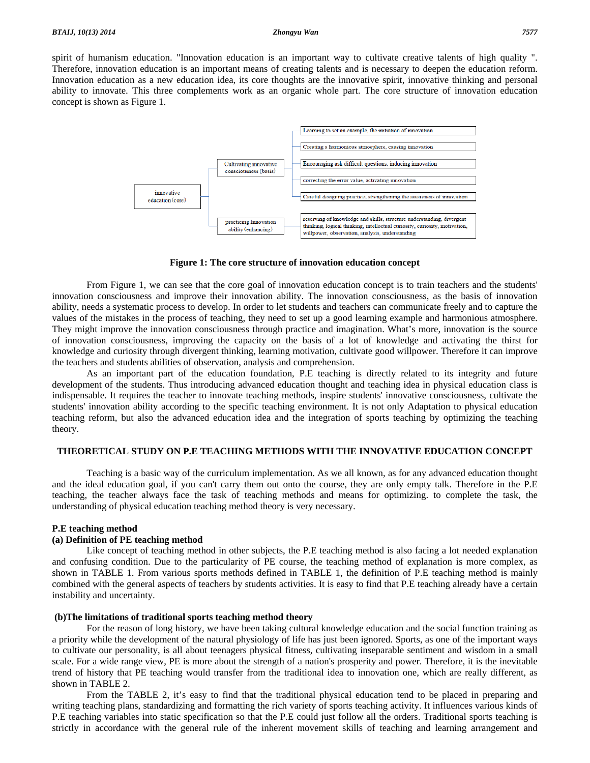spirit of humanism education. "Innovation education is an important way to cultivate creative talents of high quality ". Therefore, innovation education is an important means of creating talents and is necessary to deepen the education reform. Innovation education as a new education idea, its core thoughts are the innovative spirit, innovative thinking and personal ability to innovate. This three complements work as an organic whole part. The core structure of innovation education concept is shown as Figure 1.

- innovative education (core)
  - Cultivating innovative consciousness (basis)
    - Learning to set an example, the initiation of innovation
    - Creating a harmonious atmosphere, causing innovation
    - Encouraging ask difficult questions, inducing innovation
    - correcting the error value, activating innovation
    - Careful designing practice, strengthening the awareness of innovation
  - practicing Innovation ability (enhancing)
    - reserving of knowledge and skills, structure understanding, divergent thinking, logical thinking, intellectual curiosity, curiosity, motivation, willpower, observation, analysis, understanding

**Figure 1: The core structure of innovation education concept**

From Figure 1, we can see that the core goal of innovation education concept is to train teachers and the students' innovation consciousness and improve their innovation ability. The innovation consciousness, as the basis of innovation ability, needs a systematic process to develop. In order to let students and teachers can communicate freely and to capture the values of the mistakes in the process of teaching, they need to set up a good learning example and harmonious atmosphere. They might improve the innovation consciousness through practice and imagination. What's more, innovation is the source of innovation consciousness, improving the capacity on the basis of a lot of knowledge and activating the thirst for knowledge and curiosity through divergent thinking, learning motivation, cultivate good willpower. Therefore it can improve the teachers and students abilities of observation, analysis and comprehension.

As an important part of the education foundation, P.E teaching is directly related to its integrity and future development of the students. Thus introducing advanced education thought and teaching idea in physical education class is indispensable. It requires the teacher to innovate teaching methods, inspire students' innovative consciousness, cultivate the students' innovation ability according to the specific teaching environment. It is not only Adaptation to physical education teaching reform, but also the advanced education idea and the integration of sports teaching by optimizing the teaching theory.

## THEORETICAL STUDY ON P.E TEACHING METHODS WITH THE INNOVATIVE EDUCATION CONCEPT

Teaching is a basic way of the curriculum implementation. As we all known, as for any advanced education thought and the ideal education goal, if you can't carry them out onto the course, they are only empty talk. Therefore in the P.E teaching, the teacher always face the task of teaching methods and means for optimizing. to complete the task, the understanding of physical education teaching method theory is very necessary.

### P.E teaching method

#### (a) Definition of PE teaching method

Like concept of teaching method in other subjects, the P.E teaching method is also facing a lot needed explanation and confusing condition. Due to the particularity of PE course, the teaching method of explanation is more complex, as shown in TABLE 1. From various sports methods defined in TABLE 1, the definition of P.E teaching method is mainly combined with the general aspects of teachers by students activities. It is easy to find that P.E teaching already have a certain instability and uncertainty.

#### (b)The limitations of traditional sports teaching method theory

For the reason of long history, we have been taking cultural knowledge education and the social function training as a priority while the development of the natural physiology of life has just been ignored. Sports, as one of the important ways to cultivate our personality, is all about teenagers physical fitness, cultivating inseparable sentiment and wisdom in a small scale. For a wide range view, PE is more about the strength of a nation's prosperity and power. Therefore, it is the inevitable trend of history that PE teaching would transfer from the traditional idea to innovation one, which are really different, as shown in TABLE 2.

From the TABLE 2, it's easy to find that the traditional physical education tend to be placed in preparing and writing teaching plans, standardizing and formatting the rich variety of sports teaching activity. It influences various kinds of P.E teaching variables into static specification so that the P.E could just follow all the orders. Traditional sports teaching is strictly in accordance with the general rule of the inherent movement skills of teaching and learning arrangement and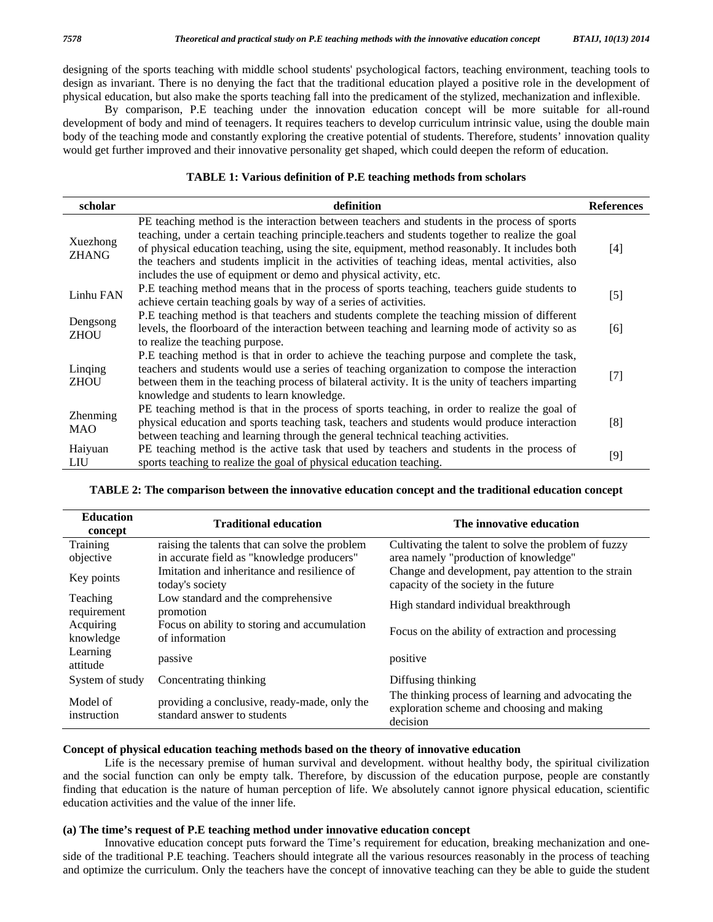designing of the sports teaching with middle school students' psychological factors, teaching environment, teaching tools to design as invariant. There is no denying the fact that the traditional education played a positive role in the development of physical education, but also make the sports teaching fall into the predicament of the stylized, mechanization and inflexible.

By comparison, P.E teaching under the innovation education concept will be more suitable for all-round development of body and mind of teenagers. It requires teachers to develop curriculum intrinsic value, using the double main body of the teaching mode and constantly exploring the creative potential of students. Therefore, students' innovation quality would get further improved and their innovative personality get shaped, which could deepen the reform of education.

**TABLE 1: Various definition of P.E teaching methods from scholars**

| scholar | definition | References |
|---|---|---|
| Xuezhong ZHANG | PE teaching method is the interaction between teachers and students in the process of sports teaching, under a certain teaching principle.teachers and students together to realize the goal of physical education teaching, using the site, equipment, method reasonably. It includes both the teachers and students implicit in the activities of teaching ideas, mental activities, also includes the use of equipment or demo and physical activity, etc. | [4] |
| Linhu FAN | P.E teaching method means that in the process of sports teaching, teachers guide students to achieve certain teaching goals by way of a series of activities. | [5] |
| Dengsong ZHOU | P.E teaching method is that teachers and students complete the teaching mission of different levels, the floorboard of the interaction between teaching and learning mode of activity so as to realize the teaching purpose. | [6] |
| Linqing ZHOU | P.E teaching method is that in order to achieve the teaching purpose and complete the task, teachers and students would use a series of teaching organization to compose the interaction between them in the teaching process of bilateral activity. It is the unity of teachers imparting knowledge and students to learn knowledge. | [7] |
| Zhenming MAO | PE teaching method is that in the process of sports teaching, in order to realize the goal of physical education and sports teaching task, teachers and students would produce interaction between teaching and learning through the general technical teaching activities. | [8] |
| Haiyuan LIU | PE teaching method is the active task that used by teachers and students in the process of sports teaching to realize the goal of physical education teaching. | [9] |

**TABLE 2: The comparison between the innovative education concept and the traditional education concept**

| Education concept | Traditional education | The innovative education |
|---|---|---|
| Training objective | raising the talents that can solve the problem in accurate field as "knowledge producers" | Cultivating the talent to solve the problem of fuzzy area namely "production of knowledge" |
| Key points | Imitation and inheritance and resilience of today's society | Change and development, pay attention to the strain capacity of the society in the future |
| Teaching requirement | Low standard and the comprehensive promotion | High standard individual breakthrough |
| Acquiring knowledge | Focus on ability to storing and accumulation of information | Focus on the ability of extraction and processing |
| Learning attitude | passive | positive |
| System of study | Concentrating thinking | Diffusing thinking |
| Model of instruction | providing a conclusive, ready-made, only the standard answer to students | The thinking process of learning and advocating the exploration scheme and choosing and making decision |

## Concept of physical education teaching methods based on the theory of innovative education

Life is the necessary premise of human survival and development. without healthy body, the spiritual civilization and the social function can only be empty talk. Therefore, by discussion of the education purpose, people are constantly finding that education is the nature of human perception of life. We absolutely cannot ignore physical education, scientific education activities and the value of the inner life.

### (a) The time's request of P.E teaching method under innovative education concept

Innovative education concept puts forward the Time's requirement for education, breaking mechanization and one-side of the traditional P.E teaching. Teachers should integrate all the various resources reasonably in the process of teaching and optimize the curriculum. Only the teachers have the concept of innovative teaching can they be able to guide the student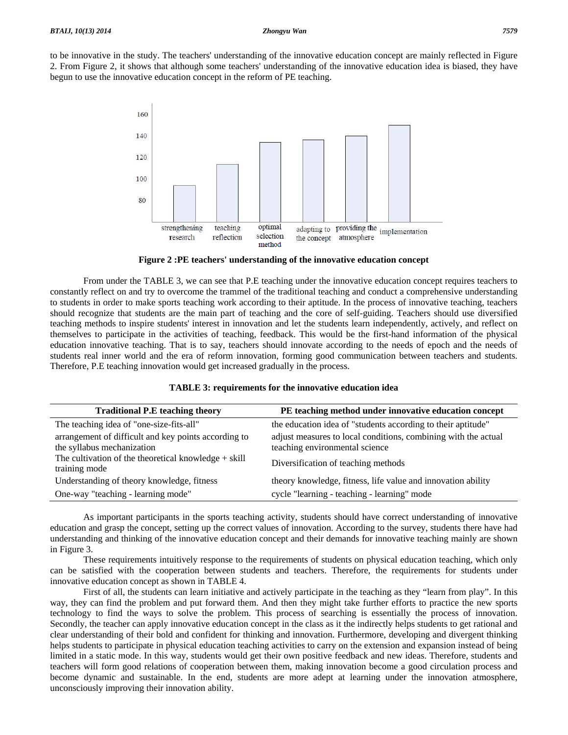to be innovative in the study. The teachers' understanding of the innovative education concept are mainly reflected in Figure 2. From Figure 2, it shows that although some teachers' understanding of the innovative education idea is biased, they have begun to use the innovative education concept in the reform of PE teaching.

**Figure 2 :PE teachers' understanding of the innovative education concept**

From under the TABLE 3, we can see that P.E teaching under the innovative education concept requires teachers to constantly reflect on and try to overcome the trammel of the traditional teaching and conduct a comprehensive understanding to students in order to make sports teaching work according to their aptitude. In the process of innovative teaching, teachers should recognize that students are the main part of teaching and the core of self-guiding. Teachers should use diversified teaching methods to inspire students' interest in innovation and let the students learn independently, actively, and reflect on themselves to participate in the activities of teaching, feedback. This would be the first-hand information of the physical education innovative teaching. That is to say, teachers should innovate according to the needs of epoch and the needs of students real inner world and the era of reform innovation, forming good communication between teachers and students. Therefore, P.E teaching innovation would get increased gradually in the process.

**TABLE 3: requirements for the innovative education idea**

| Traditional P.E teaching theory | PE teaching method under innovative education concept |
|---|---|
| The teaching idea of "one-size-fits-all" | the education idea of "students according to their aptitude" |
| arrangement of difficult and key points according to the syllabus mechanization | adjust measures to local conditions, combining with the actual teaching environmental science |
| The cultivation of the theoretical knowledge + skill training mode | Diversification of teaching methods |
| Understanding of theory knowledge, fitness | theory knowledge, fitness, life value and innovation ability |
| One-way "teaching - learning mode" | cycle "learning - teaching - learning" mode |

As important participants in the sports teaching activity, students should have correct understanding of innovative education and grasp the concept, setting up the correct values of innovation. According to the survey, students there have had understanding and thinking of the innovative education concept and their demands for innovative teaching mainly are shown in Figure 3.

These requirements intuitively response to the requirements of students on physical education teaching, which only can be satisfied with the cooperation between students and teachers. Therefore, the requirements for students under innovative education concept as shown in TABLE 4.

First of all, the students can learn initiative and actively participate in the teaching as they "learn from play". In this way, they can find the problem and put forward them. And then they might take further efforts to practice the new sports technology to find the ways to solve the problem. This process of searching is essentially the process of innovation. Secondly, the teacher can apply innovative education concept in the class as it the indirectly helps students to get rational and clear understanding of their bold and confident for thinking and innovation. Furthermore, developing and divergent thinking helps students to participate in physical education teaching activities to carry on the extension and expansion instead of being limited in a static mode. In this way, students would get their own positive feedback and new ideas. Therefore, students and teachers will form good relations of cooperation between them, making innovation become a good circulation process and become dynamic and sustainable. In the end, students are more adept at learning under the innovation atmosphere, unconsciously improving their innovation ability.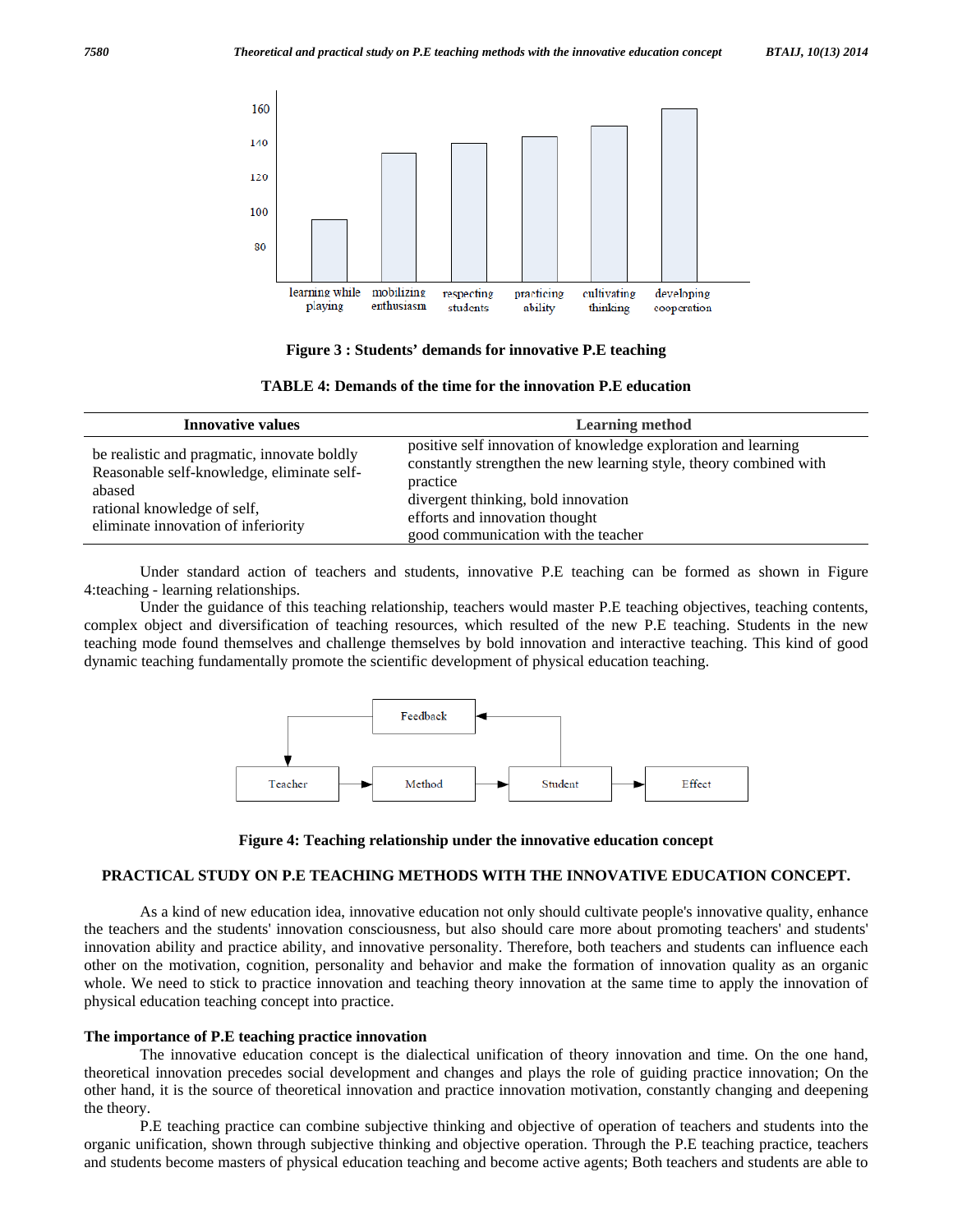Figure 3 : Students' demands for innovative P.E teaching

TABLE 4: Demands of the time for the innovation P.E education

| Innovative values | Learning method |
| --- | --- |
| be realistic and pragmatic, innovate boldly<br>Reasonable self-knowledge, eliminate self-abased<br>rational knowledge of self,<br>eliminate innovation of inferiority | positive self innovation of knowledge exploration and learning<br>constantly strengthen the new learning style, theory combined with practice<br>divergent thinking, bold innovation<br>efforts and innovation thought<br>good communication with the teacher |

Under standard action of teachers and students, innovative P.E teaching can be formed as shown in Figure 4:teaching - learning relationships.

Under the guidance of this teaching relationship, teachers would master P.E teaching objectives, teaching contents, complex object and diversification of teaching resources, which resulted of the new P.E teaching. Students in the new teaching mode found themselves and challenge themselves by bold innovation and interactive teaching. This kind of good dynamic teaching fundamentally promote the scientific development of physical education teaching.

Figure 4: Teaching relationship under the innovative education concept

## PRACTICAL STUDY ON P.E TEACHING METHODS WITH THE INNOVATIVE EDUCATION CONCEPT.

As a kind of new education idea, innovative education not only should cultivate people's innovative quality, enhance the teachers and the students' innovation consciousness, but also should care more about promoting teachers' and students' innovation ability and practice ability, and innovative personality. Therefore, both teachers and students can influence each other on the motivation, cognition, personality and behavior and make the formation of innovation quality as an organic whole. We need to stick to practice innovation and teaching theory innovation at the same time to apply the innovation of physical education teaching concept into practice.

### The importance of P.E teaching practice innovation

The innovative education concept is the dialectical unification of theory innovation and time. On the one hand, theoretical innovation precedes social development and changes and plays the role of guiding practice innovation; On the other hand, it is the source of theoretical innovation and practice innovation motivation, constantly changing and deepening the theory.

P.E teaching practice can combine subjective thinking and objective of operation of teachers and students into the organic unification, shown through subjective thinking and objective operation. Through the P.E teaching practice, teachers and students become masters of physical education teaching and become active agents; Both teachers and students are able to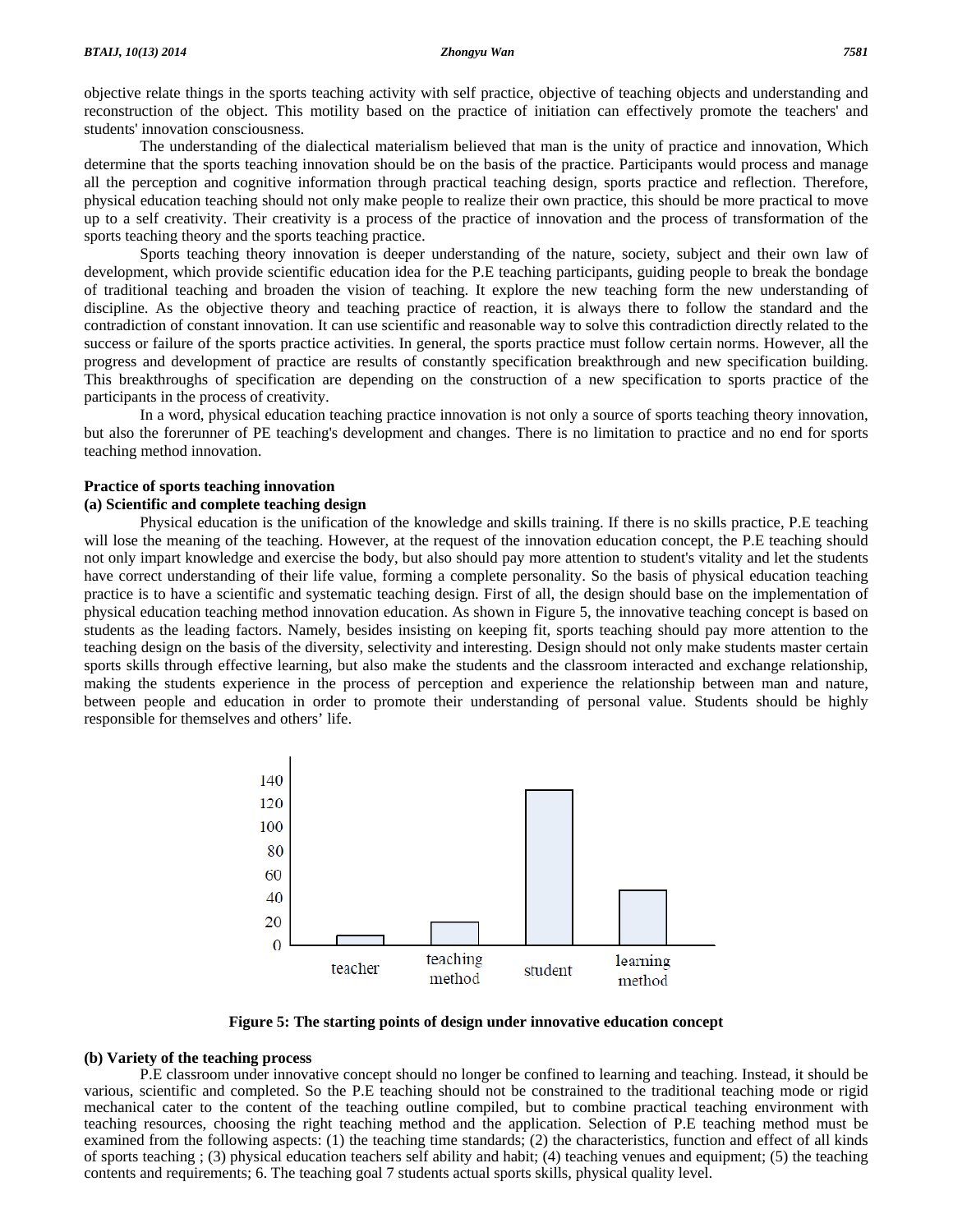objective relate things in the sports teaching activity with self practice, objective of teaching objects and understanding and reconstruction of the object. This motility based on the practice of initiation can effectively promote the teachers' and students' innovation consciousness.

The understanding of the dialectical materialism believed that man is the unity of practice and innovation, Which determine that the sports teaching innovation should be on the basis of the practice. Participants would process and manage all the perception and cognitive information through practical teaching design, sports practice and reflection. Therefore, physical education teaching should not only make people to realize their own practice, this should be more practical to move up to a self creativity. Their creativity is a process of the practice of innovation and the process of transformation of the sports teaching theory and the sports teaching practice.

Sports teaching theory innovation is deeper understanding of the nature, society, subject and their own law of development, which provide scientific education idea for the P.E teaching participants, guiding people to break the bondage of traditional teaching and broaden the vision of teaching. It explore the new teaching form the new understanding of discipline. As the objective theory and teaching practice of reaction, it is always there to follow the standard and the contradiction of constant innovation. It can use scientific and reasonable way to solve this contradiction directly related to the success or failure of the sports practice activities. In general, the sports practice must follow certain norms. However, all the progress and development of practice are results of constantly specification breakthrough and new specification building. This breakthroughs of specification are depending on the construction of a new specification to sports practice of the participants in the process of creativity.

In a word, physical education teaching practice innovation is not only a source of sports teaching theory innovation, but also the forerunner of PE teaching's development and changes. There is no limitation to practice and no end for sports teaching method innovation.

**Practice of sports teaching innovation**

**(a) Scientific and complete teaching design**

Physical education is the unification of the knowledge and skills training. If there is no skills practice, P.E teaching will lose the meaning of the teaching. However, at the request of the innovation education concept, the P.E teaching should not only impart knowledge and exercise the body, but also should pay more attention to student's vitality and let the students have correct understanding of their life value, forming a complete personality. So the basis of physical education teaching practice is to have a scientific and systematic teaching design. First of all, the design should base on the implementation of physical education teaching method innovation education. As shown in Figure 5, the innovative teaching concept is based on students as the leading factors. Namely, besides insisting on keeping fit, sports teaching should pay more attention to the teaching design on the basis of the diversity, selectivity and interesting. Design should not only make students master certain sports skills through effective learning, but also make the students and the classroom interacted and exchange relationship, making the students experience in the process of perception and experience the relationship between man and nature, between people and education in order to promote their understanding of personal value. Students should be highly responsible for themselves and others' life.

**Figure 5: The starting points of design under innovative education concept**

**(b) Variety of the teaching process**

P.E classroom under innovative concept should no longer be confined to learning and teaching. Instead, it should be various, scientific and completed. So the P.E teaching should not be constrained to the traditional teaching mode or rigid mechanical cater to the content of the teaching outline compiled, but to combine practical teaching environment with teaching resources, choosing the right teaching method and the application. Selection of P.E teaching method must be examined from the following aspects: (1) the teaching time standards; (2) the characteristics, function and effect of all kinds of sports teaching ; (3) physical education teachers self ability and habit; (4) teaching venues and equipment; (5) the teaching contents and requirements; 6. The teaching goal 7 students actual sports skills, physical quality level.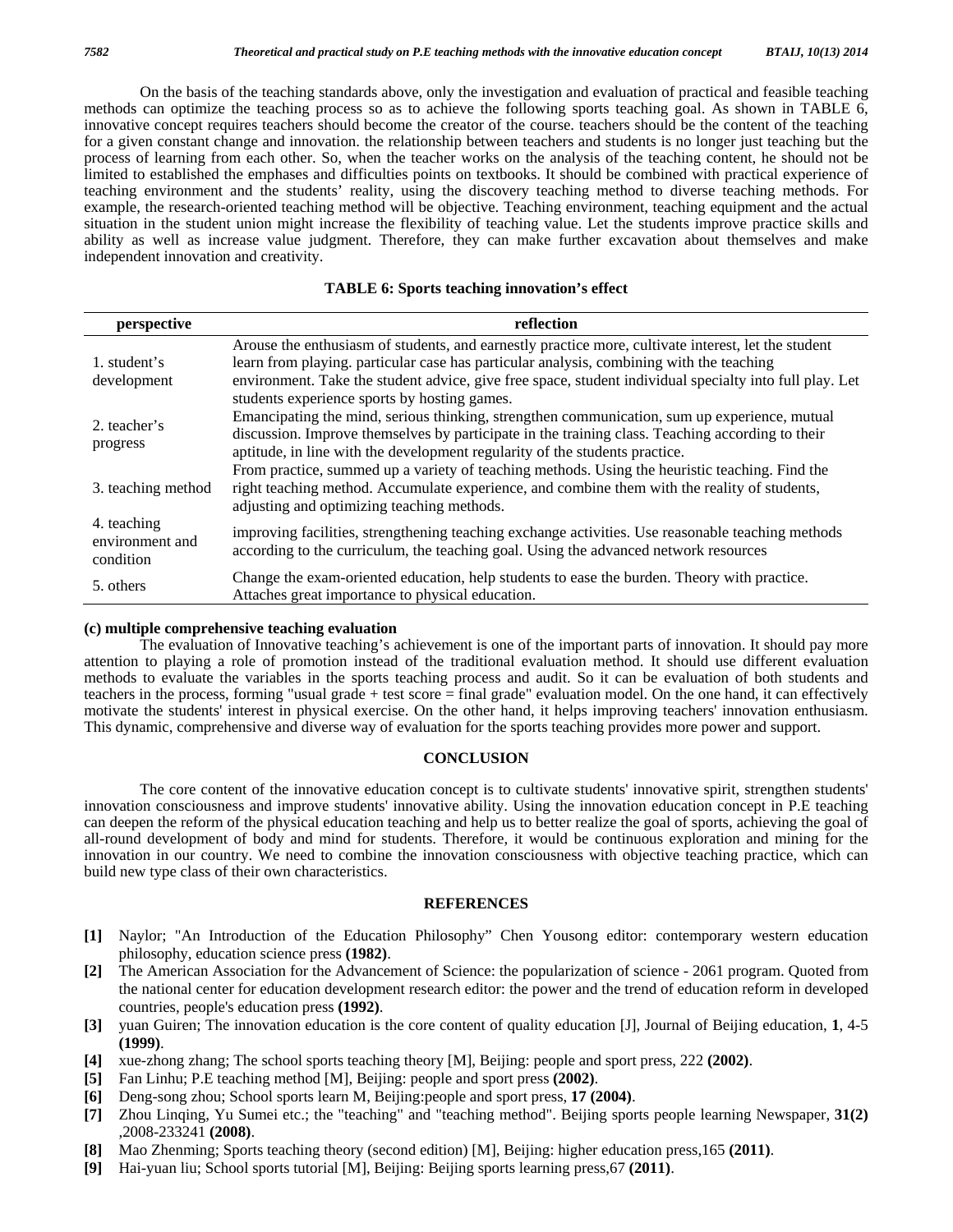On the basis of the teaching standards above, only the investigation and evaluation of practical and feasible teaching methods can optimize the teaching process so as to achieve the following sports teaching goal. As shown in TABLE 6, innovative concept requires teachers should become the creator of the course. teachers should be the content of the teaching for a given constant change and innovation. the relationship between teachers and students is no longer just teaching but the process of learning from each other. So, when the teacher works on the analysis of the teaching content, he should not be limited to established the emphases and difficulties points on textbooks. It should be combined with practical experience of teaching environment and the students' reality, using the discovery teaching method to diverse teaching methods. For example, the research-oriented teaching method will be objective. Teaching environment, teaching equipment and the actual situation in the student union might increase the flexibility of teaching value. Let the students improve practice skills and ability as well as increase value judgment. Therefore, they can make further excavation about themselves and make independent innovation and creativity.

**TABLE 6: Sports teaching innovation's effect**

| perspective | reflection |
|---|---|
| 1. student's development | Arouse the enthusiasm of students, and earnestly practice more, cultivate interest, let the student learn from playing. particular case has particular analysis, combining with the teaching environment. Take the student advice, give free space, student individual specialty into full play. Let students experience sports by hosting games. |
| 2. teacher's progress | Emancipating the mind, serious thinking, strengthen communication, sum up experience, mutual discussion. Improve themselves by participate in the training class. Teaching according to their aptitude, in line with the development regularity of the students practice. |
| 3. teaching method | From practice, summed up a variety of teaching methods. Using the heuristic teaching. Find the right teaching method. Accumulate experience, and combine them with the reality of students, adjusting and optimizing teaching methods. |
| 4. teaching environment and condition | improving facilities, strengthening teaching exchange activities. Use reasonable teaching methods according to the curriculum, the teaching goal. Using the advanced network resources |
| 5. others | Change the exam-oriented education, help students to ease the burden. Theory with practice. Attaches great importance to physical education. |

**(c) multiple comprehensive teaching evaluation**

The evaluation of Innovative teaching's achievement is one of the important parts of innovation. It should pay more attention to playing a role of promotion instead of the traditional evaluation method. It should use different evaluation methods to evaluate the variables in the sports teaching process and audit. So it can be evaluation of both students and teachers in the process, forming "usual grade + test score = final grade" evaluation model. On the one hand, it can effectively motivate the students' interest in physical exercise. On the other hand, it helps improving teachers' innovation enthusiasm. This dynamic, comprehensive and diverse way of evaluation for the sports teaching provides more power and support.

## CONCLUSION

The core content of the innovative education concept is to cultivate students' innovative spirit, strengthen students' innovation consciousness and improve students' innovative ability. Using the innovation education concept in P.E teaching can deepen the reform of the physical education teaching and help us to better realize the goal of sports, achieving the goal of all-round development of body and mind for students. Therefore, it would be continuous exploration and mining for the innovation in our country. We need to combine the innovation consciousness with objective teaching practice, which can build new type class of their own characteristics.

## REFERENCES

**[1]** Naylor; "An Introduction of the Education Philosophy" Chen Yousong editor: contemporary western education philosophy, education science press **(1982)**.

**[2]** The American Association for the Advancement of Science: the popularization of science - 2061 program. Quoted from the national center for education development research editor: the power and the trend of education reform in developed countries, people's education press **(1992)**.

**[3]** yuan Guiren; The innovation education is the core content of quality education [J], Journal of Beijing education, **1**, 4-5 **(1999)**.

**[4]** xue-zhong zhang; The school sports teaching theory [M], Beijing: people and sport press, 222 **(2002)**.

**[5]** Fan Linhu; P.E teaching method [M], Beijing: people and sport press **(2002)**.

**[6]** Deng-song zhou; School sports learn M, Beijing:people and sport press, **17 (2004)**.

**[7]** Zhou Linqing, Yu Sumei etc.; the "teaching" and "teaching method". Beijing sports people learning Newspaper, **31(2)** ,2008-233241 **(2008)**.

**[8]** Mao Zhenming; Sports teaching theory (second edition) [M], Beijing: higher education press,165 **(2011)**.

**[9]** Hai-yuan liu; School sports tutorial [M], Beijing: Beijing sports learning press,67 **(2011)**.